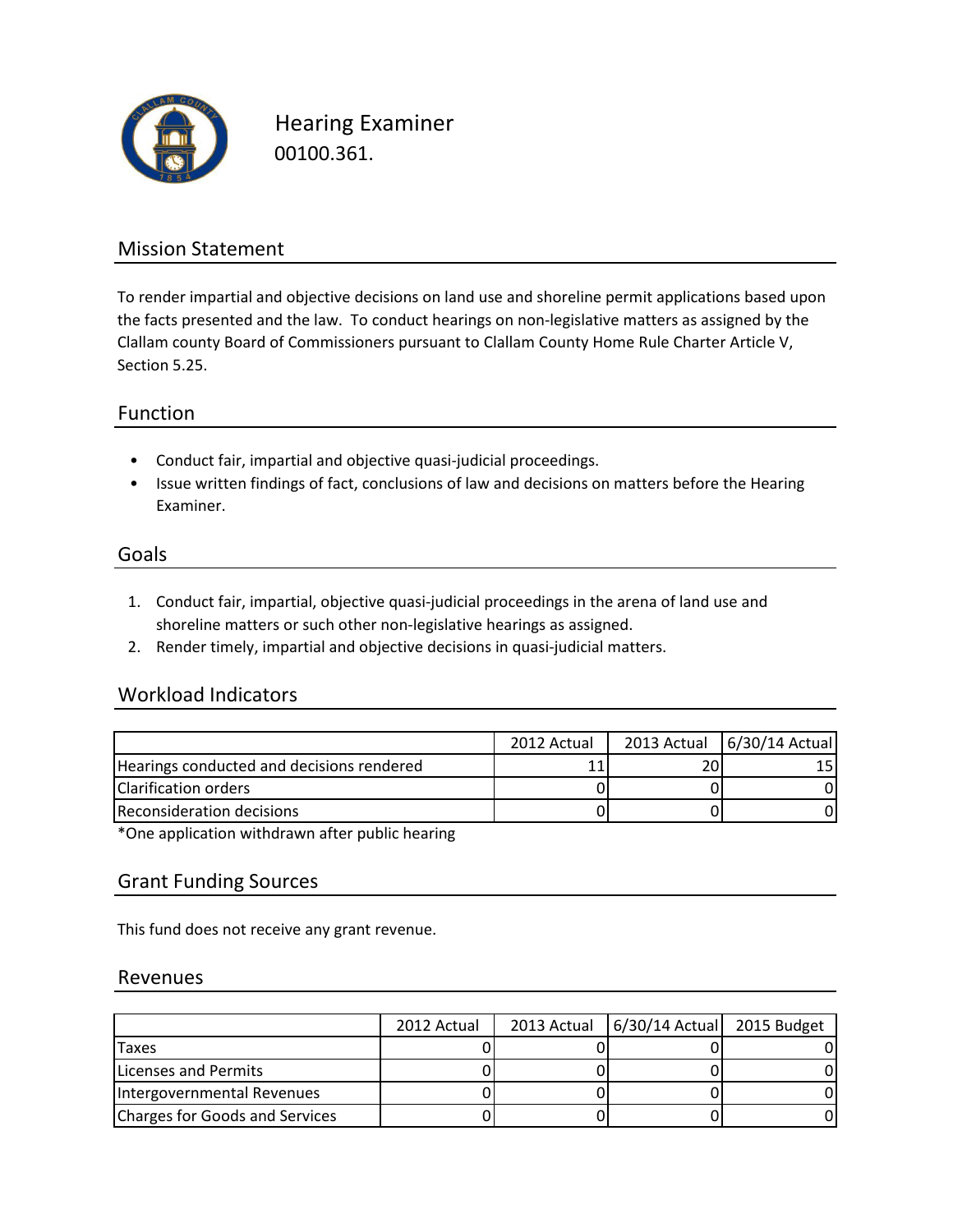# Hearing Examiner

00100.361.

## Mission Statement

To render impartial and objective decisions on land use and shoreline permit applications based upon the facts presented and the law. To conduct hearings on non-legislative matters as assigned by the Clallam county Board of Commissioners pursuant to Clallam County Home Rule Charter Article V, Section 5.25.

## Function

- Conduct fair, impartial and objective quasi-judicial proceedings.
- Issue written findings of fact, conclusions of law and decisions on matters before the Hearing Examiner.

## Goals

1. Conduct fair, impartial, objective quasi-judicial proceedings in the arena of land use and shoreline matters or such other non-legislative hearings as assigned.
2. Render timely, impartial and objective decisions in quasi-judicial matters.

## Workload Indicators

| | 2012 Actual | 2013 Actual | 6/30/14 Actual |
|---|---|---|---|
| Hearings conducted and decisions rendered | 11 | 20 | 15 |
| Clarification orders | 0 | 0 | 0 |
| Reconsideration decisions | 0 | 0 | 0 |

*One application withdrawn after public hearing

## Grant Funding Sources

This fund does not receive any grant revenue.

## Revenues

| | 2012 Actual | 2013 Actual | 6/30/14 Actual | 2015 Budget |
|---|---|---|---|---|
| Taxes | 0 | 0 | 0 | 0 |
| Licenses and Permits | 0 | 0 | 0 | 0 |
| Intergovernmental Revenues | 0 | 0 | 0 | 0 |
| Charges for Goods and Services | 0 | 0 | 0 | 0 |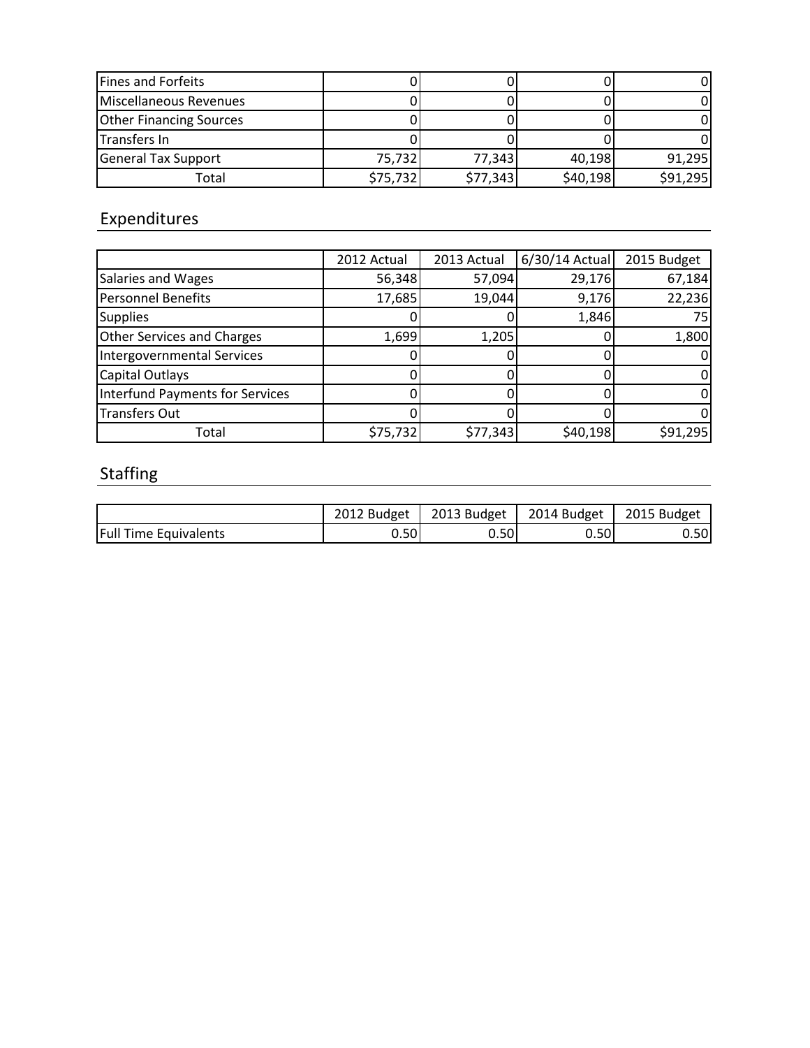| | | | | |
|---|---|---|---|---|
| Fines and Forfeits | 0 | 0 | 0 | 0 |
| Miscellaneous Revenues | 0 | 0 | 0 | 0 |
| Other Financing Sources | 0 | 0 | 0 | 0 |
| Transfers In | 0 | 0 | 0 | 0 |
| General Tax Support | 75,732 | 77,343 | 40,198 | 91,295 |
| Total | $75,732 | $77,343 | $40,198 | $91,295 |

## Expenditures

| | 2012 Actual | 2013 Actual | 6/30/14 Actual | 2015 Budget |
|---|---|---|---|---|
| Salaries and Wages | 56,348 | 57,094 | 29,176 | 67,184 |
| Personnel Benefits | 17,685 | 19,044 | 9,176 | 22,236 |
| Supplies | 0 | 0 | 1,846 | 75 |
| Other Services and Charges | 1,699 | 1,205 | 0 | 1,800 |
| Intergovernmental Services | 0 | 0 | 0 | 0 |
| Capital Outlays | 0 | 0 | 0 | 0 |
| Interfund Payments for Services | 0 | 0 | 0 | 0 |
| Transfers Out | 0 | 0 | 0 | 0 |
| Total | $75,732 | $77,343 | $40,198 | $91,295 |

## Staffing

| | 2012 Budget | 2013 Budget | 2014 Budget | 2015 Budget |
|---|---|---|---|---|
| Full Time Equivalents | 0.50 | 0.50 | 0.50 | 0.50 |